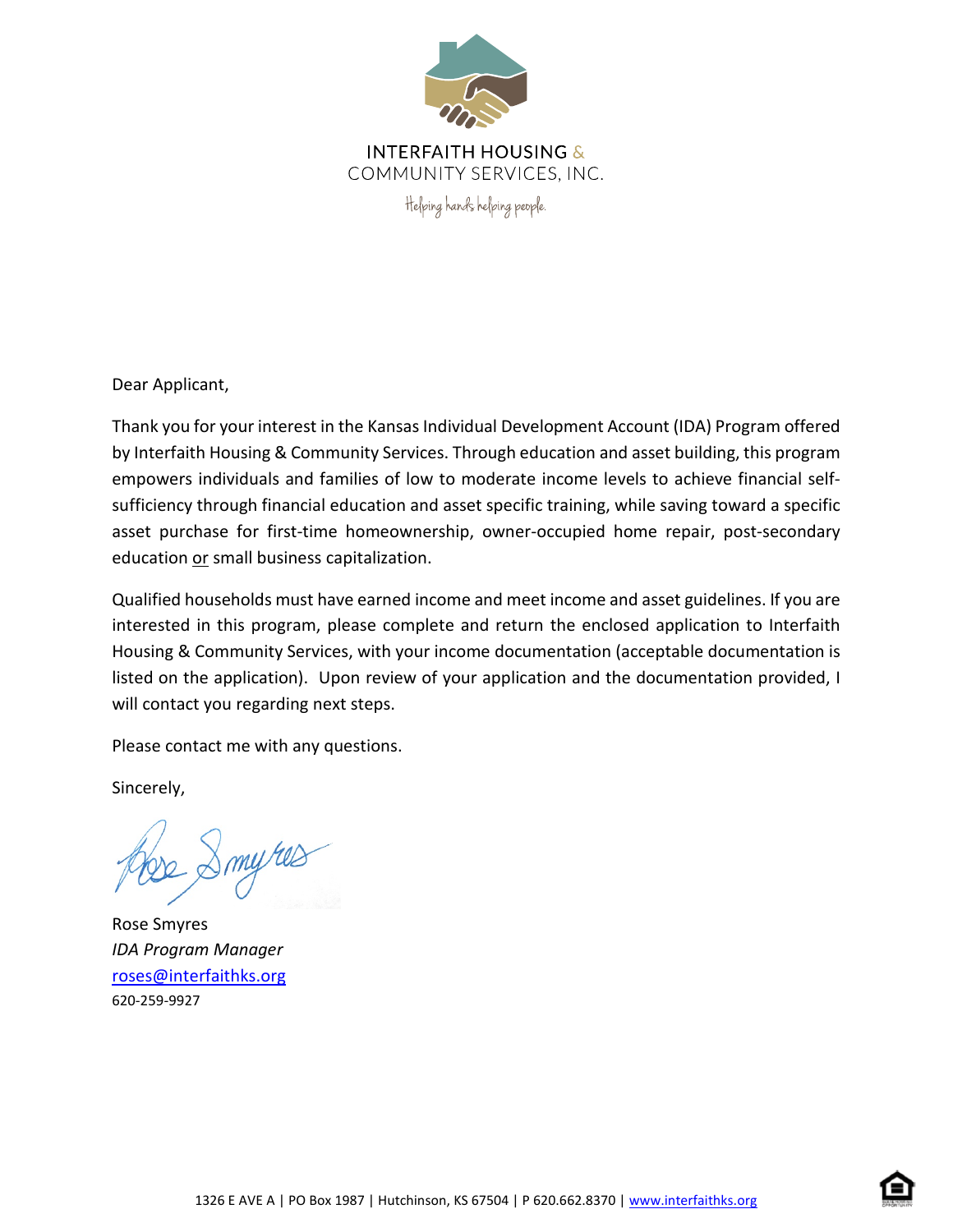INTERFAITH HOUSING & COMMUNITY SERVICES, INC.

Helping hands helping people.

Dear Applicant,

Thank you for your interest in the Kansas Individual Development Account (IDA) Program offered by Interfaith Housing & Community Services. Through education and asset building, this program empowers individuals and families of low to moderate income levels to achieve financial self-sufficiency through financial education and asset specific training, while saving toward a specific asset purchase for first-time homeownership, owner-occupied home repair, post-secondary education <u>or</u> small business capitalization.

Qualified households must have earned income and meet income and asset guidelines. If you are interested in this program, please complete and return the enclosed application to Interfaith Housing & Community Services, with your income documentation (acceptable documentation is listed on the application). Upon review of your application and the documentation provided, I will contact you regarding next steps.

Please contact me with any questions.

Sincerely,

Rose Smyres
*IDA Program Manager*
roses@interfaithks.org
620-259-9927

1326 E AVE A | PO Box 1987 | Hutchinson, KS 67504 | P 620.662.8370 | www.interfaithks.org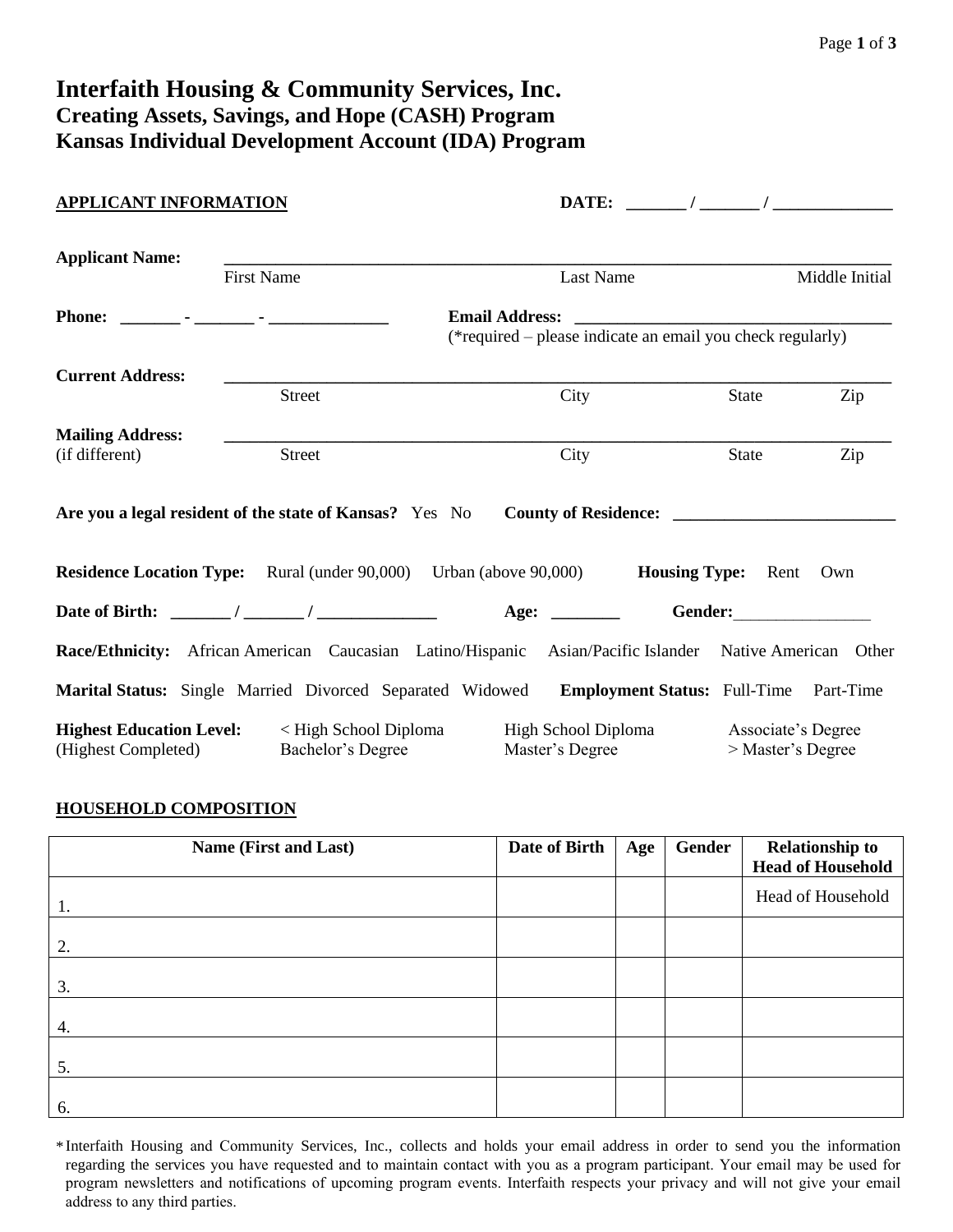# Interfaith Housing & Community Services, Inc.
## Creating Assets, Savings, and Hope (CASH) Program
## Kansas Individual Development Account (IDA) Program

**APPLICANT INFORMATION** **DATE: _______ / _______ / ______________**

**Applicant Name:** ________________________________________________________________
First Name Last Name Middle Initial

**Phone: _______ - _______ - ______________** **Email Address: _____________________________________**
(*required – please indicate an email you check regularly)

**Current Address:** ________________________________________________________________
Street City State Zip

**Mailing Address:** ________________________________________________________________
(if different) Street City State Zip

**Are you a legal resident of the state of Kansas?** Yes No **County of Residence: __________________________**

**Residence Location Type:** Rural (under 90,000) Urban (above 90,000) **Housing Type:** Rent Own

**Date of Birth: _______ / _______ / ______________** **Age: ________** **Gender:**________________

**Race/Ethnicity:** African American Caucasian Latino/Hispanic Asian/Pacific Islander Native American Other

**Marital Status:** Single Married Divorced Separated Widowed **Employment Status:** Full-Time Part-Time

**Highest Education Level:** (Highest Completed) < High School Diploma High School Diploma Associate's Degree Bachelor's Degree Master's Degree > Master's Degree

**HOUSEHOLD COMPOSITION**

| Name (First and Last) | Date of Birth | Age | Gender | Relationship to Head of Household |
|---|---|---|---|---|
| 1. | | | | Head of Household |
| 2. | | | | |
| 3. | | | | |
| 4. | | | | |
| 5. | | | | |
| 6. | | | | |

* Interfaith Housing and Community Services, Inc., collects and holds your email address in order to send you the information regarding the services you have requested and to maintain contact with you as a program participant. Your email may be used for program newsletters and notifications of upcoming program events. Interfaith respects your privacy and will not give your email address to any third parties.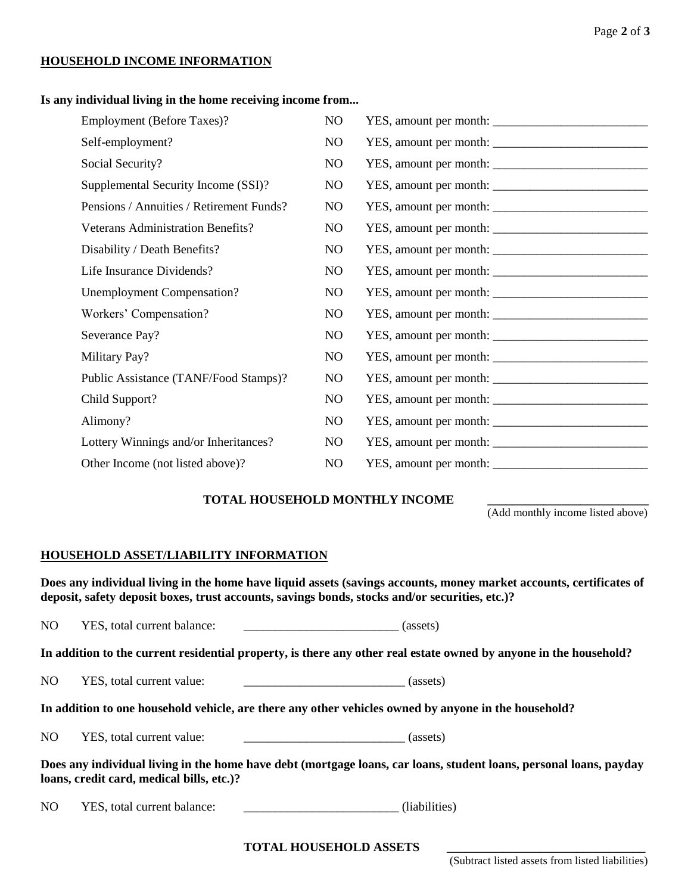## HOUSEHOLD INCOME INFORMATION

**Is any individual living in the home receiving income from...**

| | | |
|---|---|---|
| Employment (Before Taxes)? | NO | YES, amount per month: _________________________ |
| Self-employment? | NO | YES, amount per month: _________________________ |
| Social Security? | NO | YES, amount per month: _________________________ |
| Supplemental Security Income (SSI)? | NO | YES, amount per month: _________________________ |
| Pensions / Annuities / Retirement Funds? | NO | YES, amount per month: _________________________ |
| Veterans Administration Benefits? | NO | YES, amount per month: _________________________ |
| Disability / Death Benefits? | NO | YES, amount per month: _________________________ |
| Life Insurance Dividends? | NO | YES, amount per month: _________________________ |
| Unemployment Compensation? | NO | YES, amount per month: _________________________ |
| Workers' Compensation? | NO | YES, amount per month: _________________________ |
| Severance Pay? | NO | YES, amount per month: _________________________ |
| Military Pay? | NO | YES, amount per month: _________________________ |
| Public Assistance (TANF/Food Stamps)? | NO | YES, amount per month: _________________________ |
| Child Support? | NO | YES, amount per month: _________________________ |
| Alimony? | NO | YES, amount per month: _________________________ |
| Lottery Winnings and/or Inheritances? | NO | YES, amount per month: _________________________ |
| Other Income (not listed above)? | NO | YES, amount per month: _________________________ |

**TOTAL HOUSEHOLD MONTHLY INCOME** _________________________
(Add monthly income listed above)

## HOUSEHOLD ASSET/LIABILITY INFORMATION

**Does any individual living in the home have liquid assets (savings accounts, money market accounts, certificates of deposit, safety deposit boxes, trust accounts, savings bonds, stocks and/or securities, etc.)?**

NO YES, total current balance: _________________________ (assets)

**In addition to the current residential property, is there any other real estate owned by anyone in the household?**

NO YES, total current value: _________________________ (assets)

**In addition to one household vehicle, are there any other vehicles owned by anyone in the household?**

NO YES, total current value: _________________________ (assets)

**Does any individual living in the home have debt (mortgage loans, car loans, student loans, personal loans, payday loans, credit card, medical bills, etc.)?**

NO YES, total current balance: _________________________ (liabilities)

**TOTAL HOUSEHOLD ASSETS** _________________________
(Subtract listed assets from listed liabilities)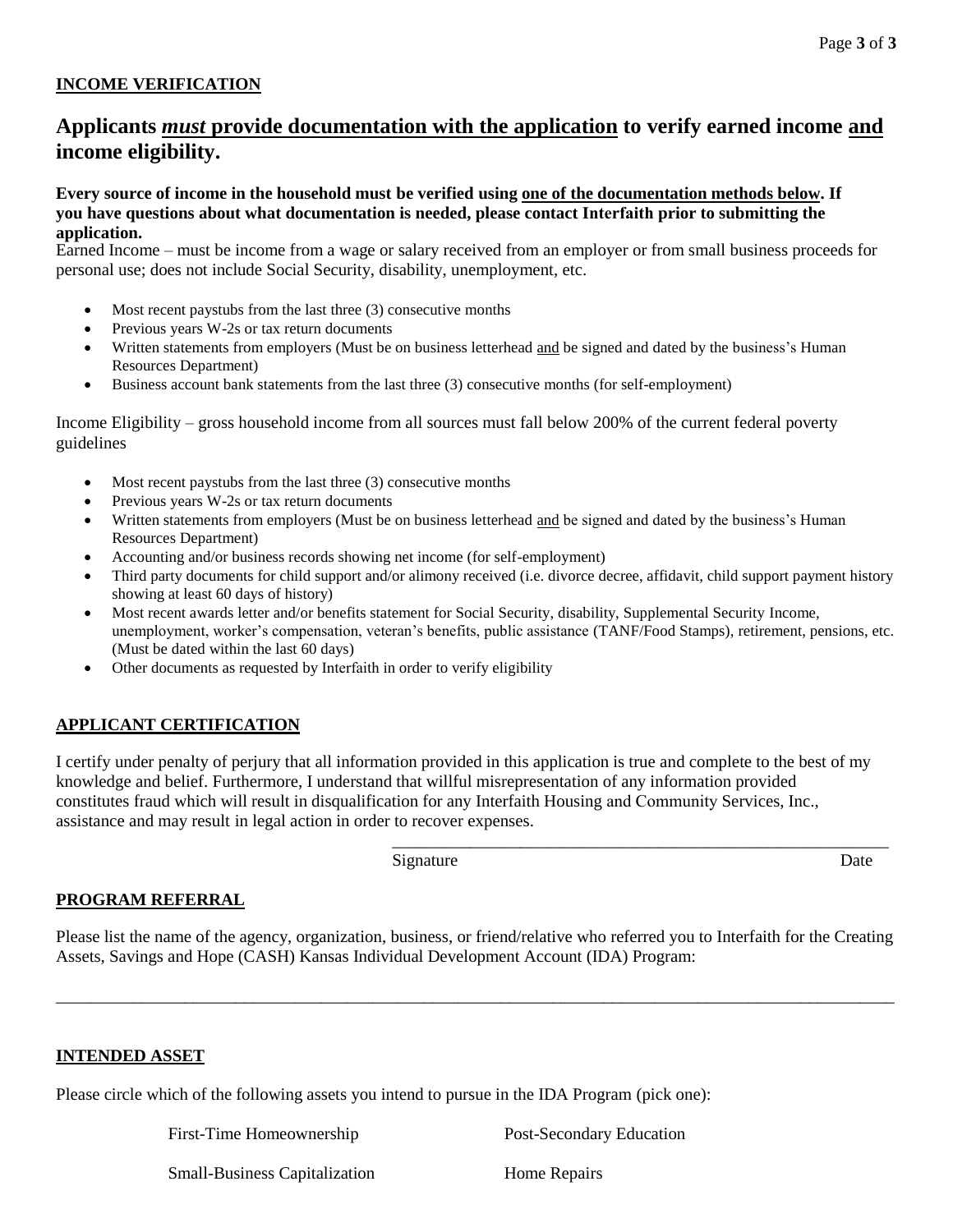## INCOME VERIFICATION

# Applicants *must* provide documentation with the application to verify earned income and income eligibility.

**Every source of income in the household must be verified using one of the documentation methods below. If you have questions about what documentation is needed, please contact Interfaith prior to submitting the application.**

Earned Income – must be income from a wage or salary received from an employer or from small business proceeds for personal use; does not include Social Security, disability, unemployment, etc.

- Most recent paystubs from the last three (3) consecutive months
- Previous years W-2s or tax return documents
- Written statements from employers (Must be on business letterhead and be signed and dated by the business's Human Resources Department)
- Business account bank statements from the last three (3) consecutive months (for self-employment)

Income Eligibility – gross household income from all sources must fall below 200% of the current federal poverty guidelines

- Most recent paystubs from the last three (3) consecutive months
- Previous years W-2s or tax return documents
- Written statements from employers (Must be on business letterhead and be signed and dated by the business's Human Resources Department)
- Accounting and/or business records showing net income (for self-employment)
- Third party documents for child support and/or alimony received (i.e. divorce decree, affidavit, child support payment history showing at least 60 days of history)
- Most recent awards letter and/or benefits statement for Social Security, disability, Supplemental Security Income, unemployment, worker's compensation, veteran's benefits, public assistance (TANF/Food Stamps), retirement, pensions, etc. (Must be dated within the last 60 days)
- Other documents as requested by Interfaith in order to verify eligibility

## APPLICANT CERTIFICATION

I certify under penalty of perjury that all information provided in this application is true and complete to the best of my knowledge and belief. Furthermore, I understand that willful misrepresentation of any information provided constitutes fraud which will result in disqualification for any Interfaith Housing and Community Services, Inc., assistance and may result in legal action in order to recover expenses.

______________________________________________________________

Signature Date

## PROGRAM REFERRAL

Please list the name of the agency, organization, business, or friend/relative who referred you to Interfaith for the Creating Assets, Savings and Hope (CASH) Kansas Individual Development Account (IDA) Program:

______________________________________________________________________________________________

## INTENDED ASSET

Please circle which of the following assets you intend to pursue in the IDA Program (pick one):

First-Time Homeownership Post-Secondary Education

Small-Business Capitalization Home Repairs